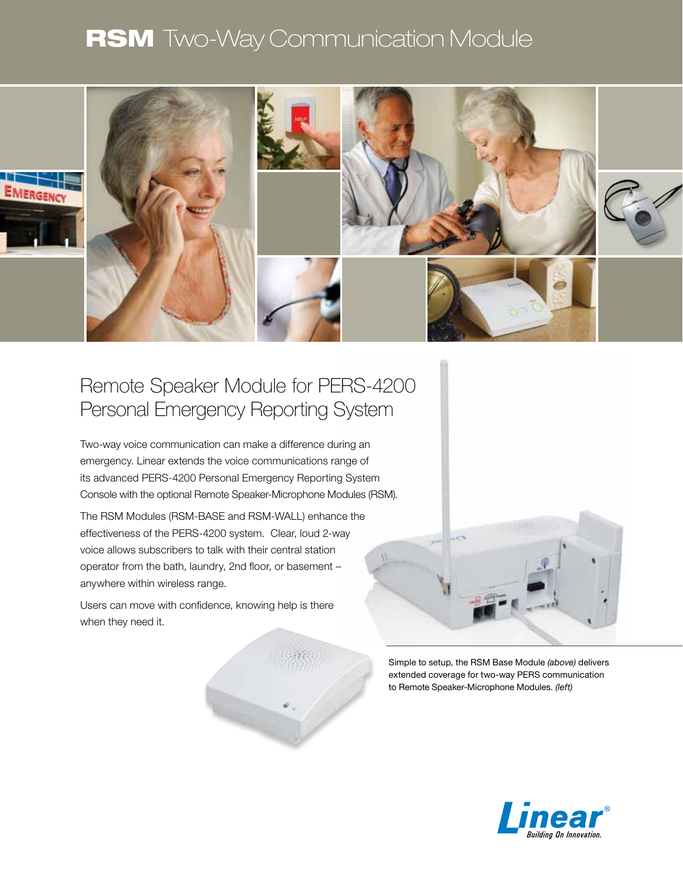# **RSM** Two-Way Communication Module

## Remote Speaker Module for PERS-4200 Personal Emergency Reporting System

Two-way voice communication can make a difference during an emergency. Linear extends the voice communications range of its advanced PERS-4200 Personal Emergency Reporting System Console with the optional Remote Speaker-Microphone Modules (RSM).

The RSM Modules (RSM-BASE and RSM-WALL) enhance the effectiveness of the PERS-4200 system. Clear, loud 2-way voice allows subscribers to talk with their central station operator from the bath, laundry, 2nd floor, or basement – anywhere within wireless range.

Users can move with confidence, knowing help is there when they need it.

Simple to setup, the RSM Base Module *(above)* delivers extended coverage for two-way PERS communication to Remote Speaker-Microphone Modules. *(left)*

Linear® Building On Innovation.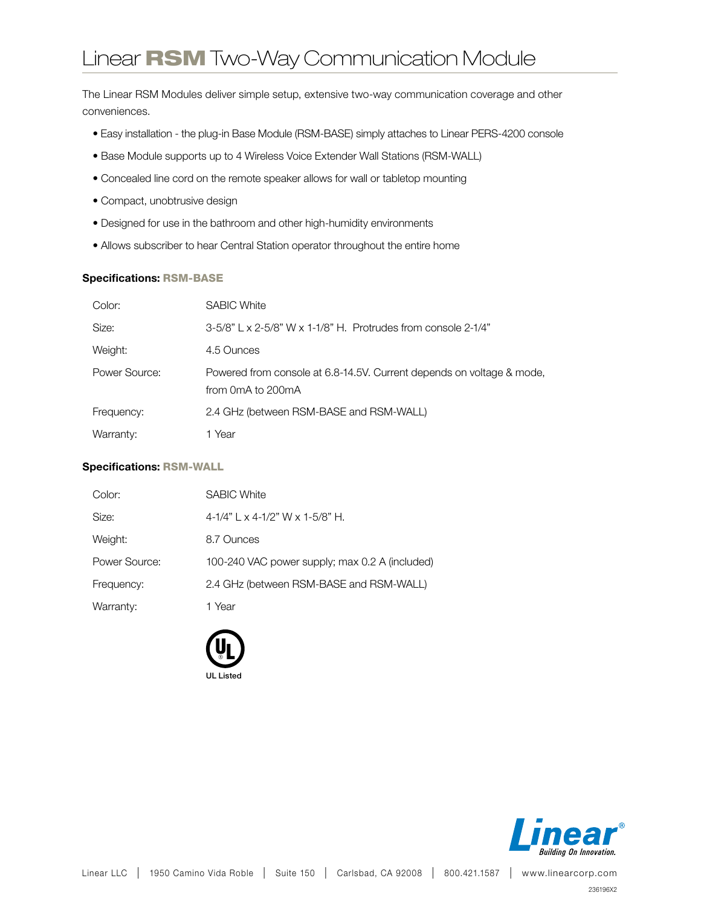# Linear **RSM** Two-Way Communication Module

The Linear RSM Modules deliver simple setup, extensive two-way communication coverage and other conveniences.

- Easy installation - the plug-in Base Module (RSM-BASE) simply attaches to Linear PERS-4200 console
- Base Module supports up to 4 Wireless Voice Extender Wall Stations (RSM-WALL)
- Concealed line cord on the remote speaker allows for wall or tabletop mounting
- Compact, unobtrusive design
- Designed for use in the bathroom and other high-humidity environments
- Allows subscriber to hear Central Station operator throughout the entire home

**Specifications: RSM-BASE**

| | |
|---|---|
| Color: | SABIC White |
| Size: | 3-5/8" L x 2-5/8" W x 1-1/8" H. Protrudes from console 2-1/4" |
| Weight: | 4.5 Ounces |
| Power Source: | Powered from console at 6.8-14.5V. Current depends on voltage & mode, from 0mA to 200mA |
| Frequency: | 2.4 GHz (between RSM-BASE and RSM-WALL) |
| Warranty: | 1 Year |

**Specifications: RSM-WALL**

| | |
|---|---|
| Color: | SABIC White |
| Size: | 4-1/4" L x 4-1/2" W x 1-5/8" H. |
| Weight: | 8.7 Ounces |
| Power Source: | 100-240 VAC power supply; max 0.2 A (included) |
| Frequency: | 2.4 GHz (between RSM-BASE and RSM-WALL) |
| Warranty: | 1 Year |

UL Listed

Linear® Building On Innovation.

Linear LLC | 1950 Camino Vida Roble | Suite 150 | Carlsbad, CA 92008 | 800.421.1587 | www.linearcorp.com

236196X2